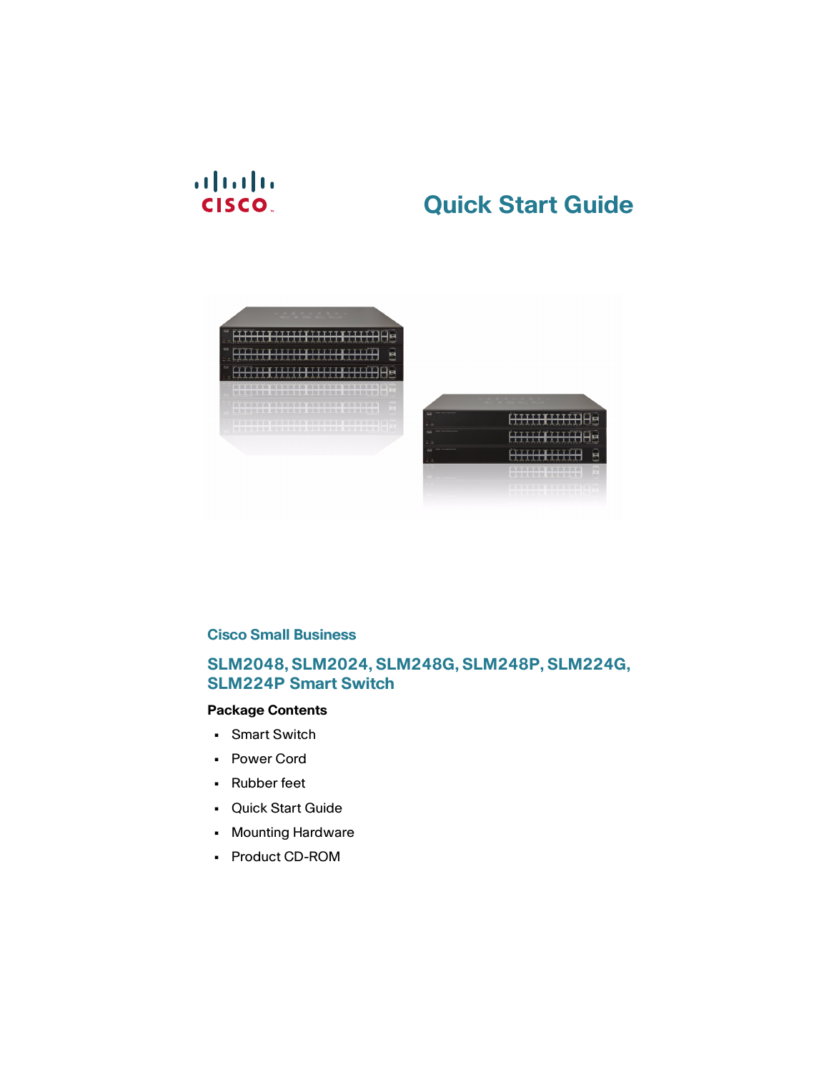# Quick Start Guide

## Cisco Small Business

## SLM2048, SLM2024, SLM248G, SLM248P, SLM224G, SLM224P Smart Switch

**Package Contents**

- Smart Switch
- Power Cord
- Rubber feet
- Quick Start Guide
- Mounting Hardware
- Product CD-ROM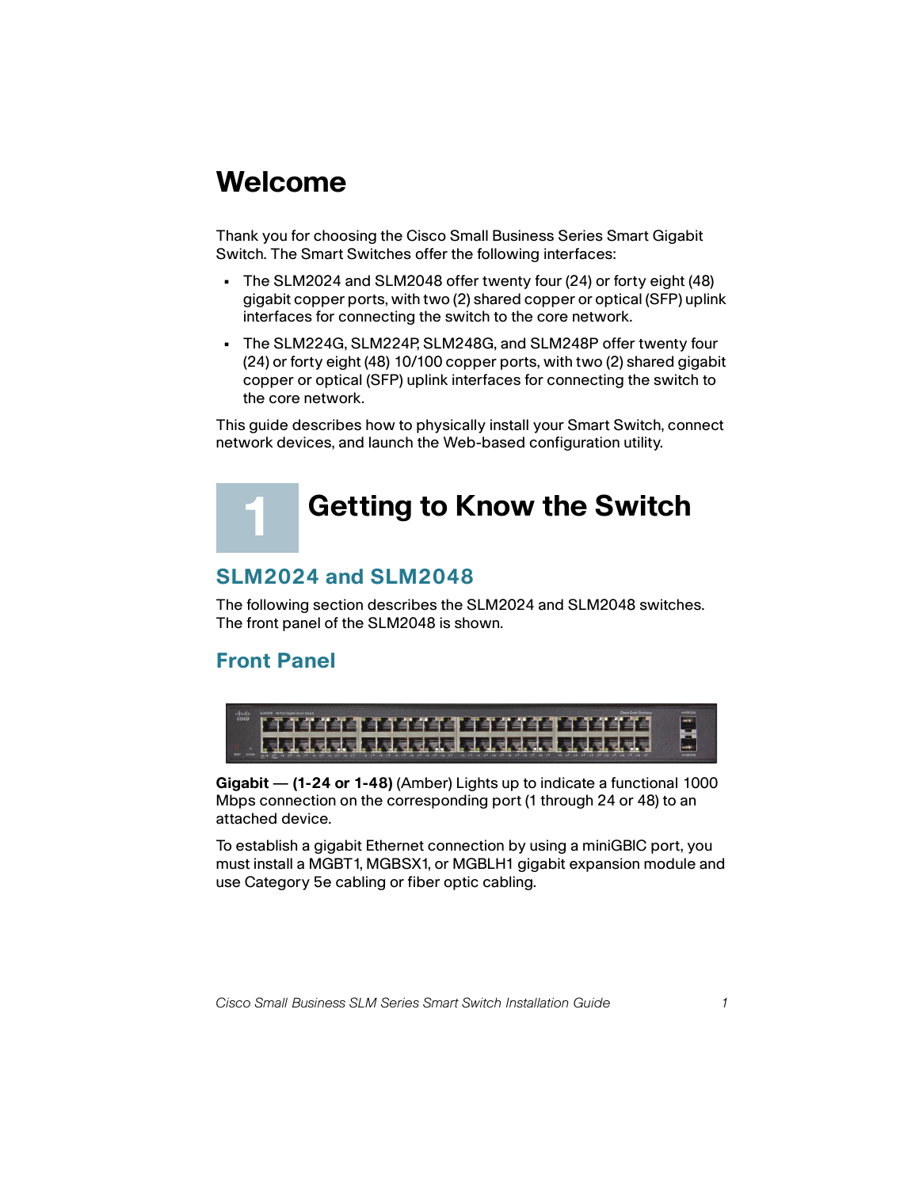# Welcome

Thank you for choosing the Cisco Small Business Series Smart Gigabit Switch. The Smart Switches offer the following interfaces:

- The SLM2024 and SLM2048 offer twenty four (24) or forty eight (48) gigabit copper ports, with two (2) shared copper or optical (SFP) uplink interfaces for connecting the switch to the core network.
- The SLM224G, SLM224P, SLM248G, and SLM248P offer twenty four (24) or forty eight (48) 10/100 copper ports, with two (2) shared gigabit copper or optical (SFP) uplink interfaces for connecting the switch to the core network.

This guide describes how to physically install your Smart Switch, connect network devices, and launch the Web-based configuration utility.

# 1 Getting to Know the Switch

## SLM2024 and SLM2048

The following section describes the SLM2024 and SLM2048 switches. The front panel of the SLM2048 is shown.

## Front Panel

**Gigabit — (1-24 or 1-48)** (Amber) Lights up to indicate a functional 1000 Mbps connection on the corresponding port (1 through 24 or 48) to an attached device.

To establish a gigabit Ethernet connection by using a miniGBIC port, you must install a MGBT1, MGBSX1, or MGBLH1 gigabit expansion module and use Category 5e cabling or fiber optic cabling.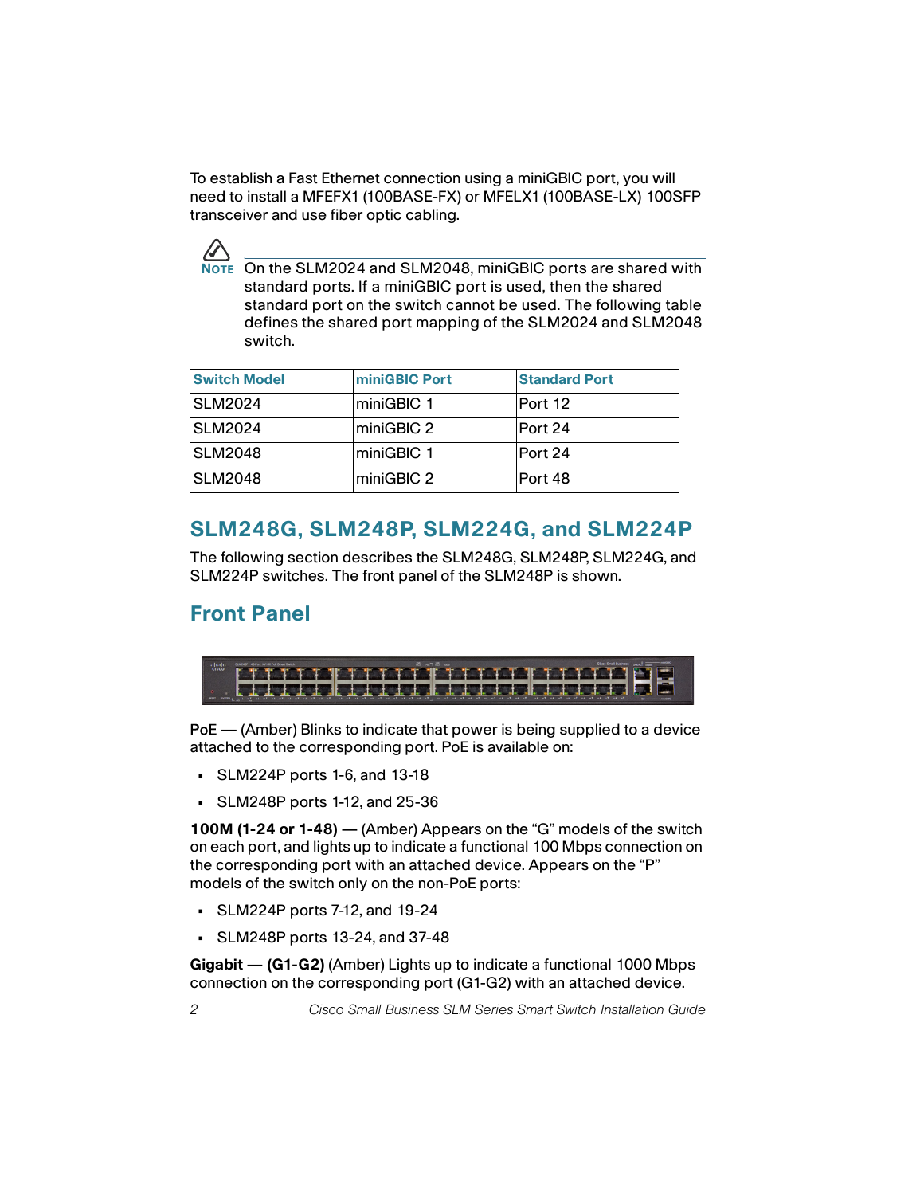To establish a Fast Ethernet connection using a miniGBIC port, you will need to install a MFEFX1 (100BASE-FX) or MFELX1 (100BASE-LX) 100SFP transceiver and use fiber optic cabling.

**NOTE** On the SLM2024 and SLM2048, miniGBIC ports are shared with standard ports. If a miniGBIC port is used, then the shared standard port on the switch cannot be used. The following table defines the shared port mapping of the SLM2024 and SLM2048 switch.

| Switch Model | miniGBIC Port | Standard Port |
|---|---|---|
| SLM2024 | miniGBIC 1 | Port 12 |
| SLM2024 | miniGBIC 2 | Port 24 |
| SLM2048 | miniGBIC 1 | Port 24 |
| SLM2048 | miniGBIC 2 | Port 48 |

## SLM248G, SLM248P, SLM224G, and SLM224P

The following section describes the SLM248G, SLM248P, SLM224G, and SLM224P switches. The front panel of the SLM248P is shown.

## Front Panel

PoE — (Amber) Blinks to indicate that power is being supplied to a device attached to the corresponding port. PoE is available on:

- SLM224P ports 1-6, and 13-18
- SLM248P ports 1-12, and 25-36

**100M (1-24 or 1-48)** — (Amber) Appears on the "G" models of the switch on each port, and lights up to indicate a functional 100 Mbps connection on the corresponding port with an attached device. Appears on the "P" models of the switch only on the non-PoE ports:

- SLM224P ports 7-12, and 19-24
- SLM248P ports 13-24, and 37-48

**Gigabit — (G1-G2)** (Amber) Lights up to indicate a functional 1000 Mbps connection on the corresponding port (G1-G2) with an attached device.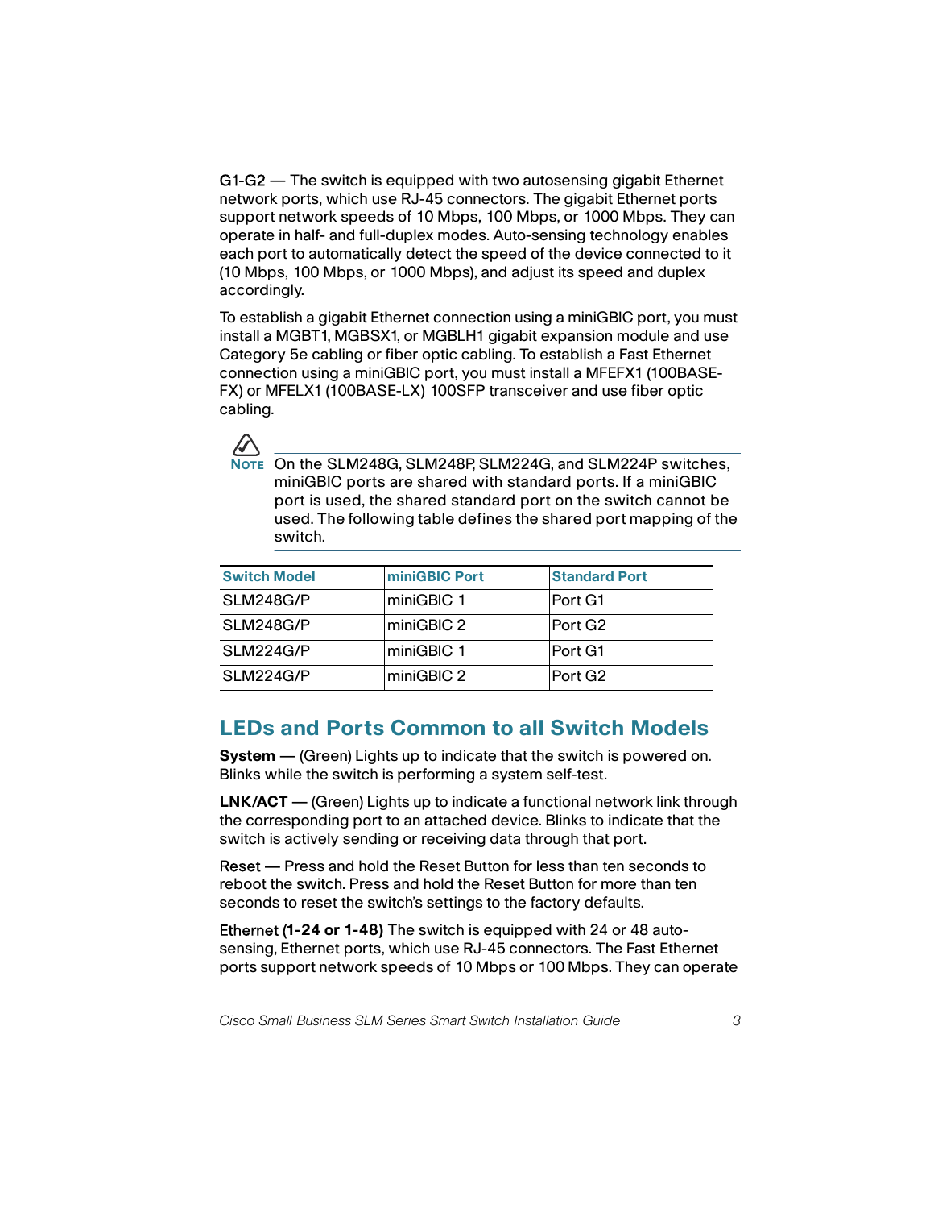G1-G2 — The switch is equipped with two autosensing gigabit Ethernet network ports, which use RJ-45 connectors. The gigabit Ethernet ports support network speeds of 10 Mbps, 100 Mbps, or 1000 Mbps. They can operate in half- and full-duplex modes. Auto-sensing technology enables each port to automatically detect the speed of the device connected to it (10 Mbps, 100 Mbps, or 1000 Mbps), and adjust its speed and duplex accordingly.

To establish a gigabit Ethernet connection using a miniGBIC port, you must install a MGBT1, MGBSX1, or MGBLH1 gigabit expansion module and use Category 5e cabling or fiber optic cabling. To establish a Fast Ethernet connection using a miniGBIC port, you must install a MFEFX1 (100BASE-FX) or MFELX1 (100BASE-LX) 100SFP transceiver and use fiber optic cabling.

**NOTE** On the SLM248G, SLM248P, SLM224G, and SLM224P switches, miniGBIC ports are shared with standard ports. If a miniGBIC port is used, the shared standard port on the switch cannot be used. The following table defines the shared port mapping of the switch.

| Switch Model | miniGBIC Port | Standard Port |
|---|---|---|
| SLM248G/P | miniGBIC 1 | Port G1 |
| SLM248G/P | miniGBIC 2 | Port G2 |
| SLM224G/P | miniGBIC 1 | Port G1 |
| SLM224G/P | miniGBIC 2 | Port G2 |

## LEDs and Ports Common to all Switch Models

**System** — (Green) Lights up to indicate that the switch is powered on. Blinks while the switch is performing a system self-test.

**LNK/ACT** — (Green) Lights up to indicate a functional network link through the corresponding port to an attached device. Blinks to indicate that the switch is actively sending or receiving data through that port.

Reset — Press and hold the Reset Button for less than ten seconds to reboot the switch. Press and hold the Reset Button for more than ten seconds to reset the switch's settings to the factory defaults.

Ethernet **(1-24 or 1-48)** The switch is equipped with 24 or 48 auto-sensing, Ethernet ports, which use RJ-45 connectors. The Fast Ethernet ports support network speeds of 10 Mbps or 100 Mbps. They can operate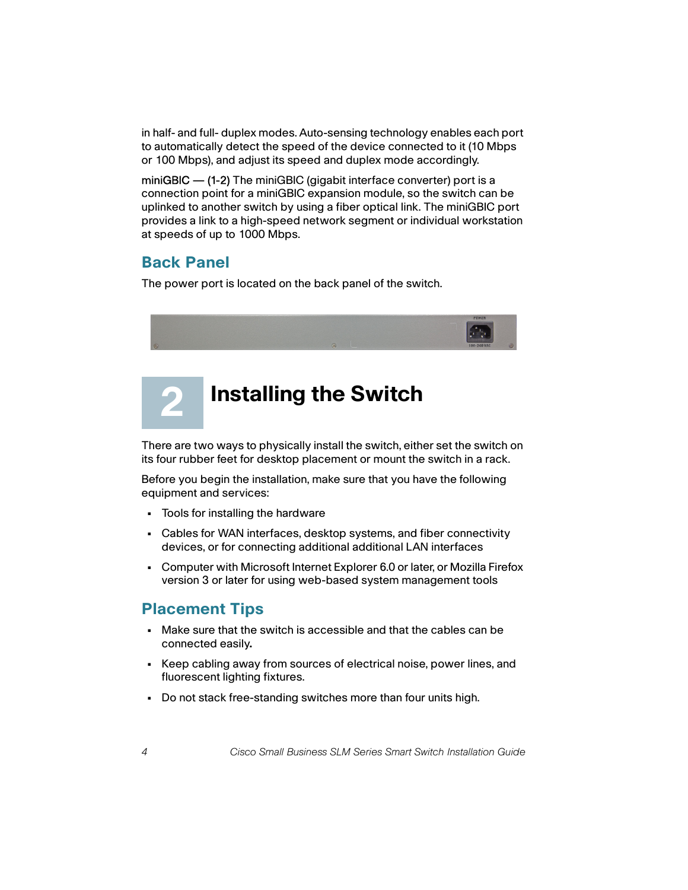in half- and full- duplex modes. Auto-sensing technology enables each port to automatically detect the speed of the device connected to it (10 Mbps or 100 Mbps), and adjust its speed and duplex mode accordingly.

miniGBIC — (1-2) The miniGBIC (gigabit interface converter) port is a connection point for a miniGBIC expansion module, so the switch can be uplinked to another switch by using a fiber optical link. The miniGBIC port provides a link to a high-speed network segment or individual workstation at speeds of up to 1000 Mbps.

## Back Panel

The power port is located on the back panel of the switch.

# 2 Installing the Switch

There are two ways to physically install the switch, either set the switch on its four rubber feet for desktop placement or mount the switch in a rack.

Before you begin the installation, make sure that you have the following equipment and services:

- Tools for installing the hardware
- Cables for WAN interfaces, desktop systems, and fiber connectivity devices, or for connecting additional additional LAN interfaces
- Computer with Microsoft Internet Explorer 6.0 or later, or Mozilla Firefox version 3 or later for using web-based system management tools

## Placement Tips

- Make sure that the switch is accessible and that the cables can be connected easily.
- Keep cabling away from sources of electrical noise, power lines, and fluorescent lighting fixtures.
- Do not stack free-standing switches more than four units high.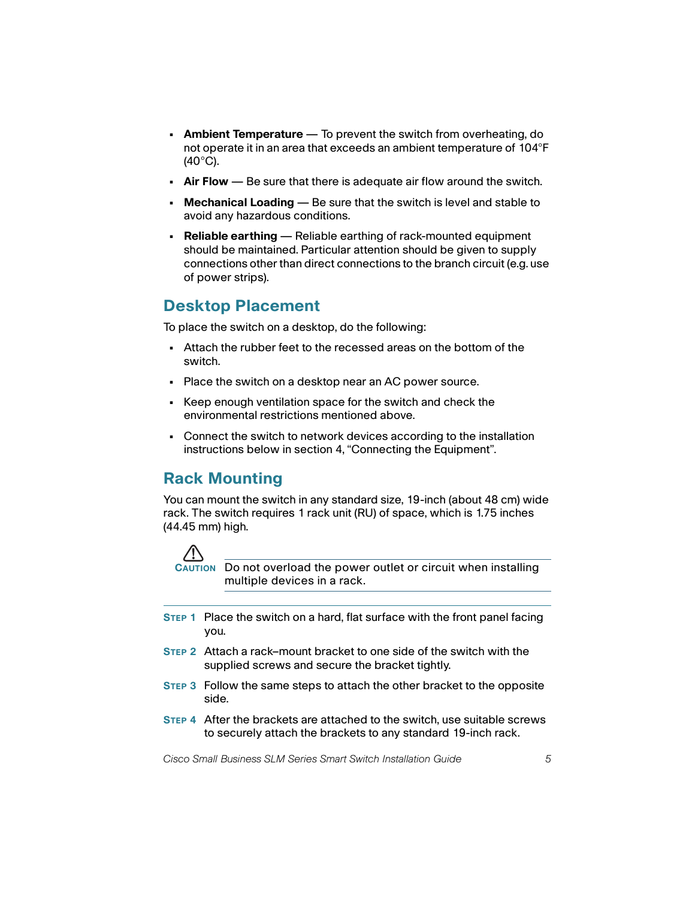- **Ambient Temperature** — To prevent the switch from overheating, do not operate it in an area that exceeds an ambient temperature of 104°F (40°C).
- **Air Flow** — Be sure that there is adequate air flow around the switch.
- **Mechanical Loading** — Be sure that the switch is level and stable to avoid any hazardous conditions.
- **Reliable earthing** — Reliable earthing of rack-mounted equipment should be maintained. Particular attention should be given to supply connections other than direct connections to the branch circuit (e.g. use of power strips).

## Desktop Placement

To place the switch on a desktop, do the following:

- Attach the rubber feet to the recessed areas on the bottom of the switch.
- Place the switch on a desktop near an AC power source.
- Keep enough ventilation space for the switch and check the environmental restrictions mentioned above.
- Connect the switch to network devices according to the installation instructions below in section 4, “Connecting the Equipment”.

## Rack Mounting

You can mount the switch in any standard size, 19-inch (about 48 cm) wide rack. The switch requires 1 rack unit (RU) of space, which is 1.75 inches (44.45 mm) high.

**CAUTION** Do not overload the power outlet or circuit when installing multiple devices in a rack.

**STEP 1** Place the switch on a hard, flat surface with the front panel facing you.

**STEP 2** Attach a rack–mount bracket to one side of the switch with the supplied screws and secure the bracket tightly.

**STEP 3** Follow the same steps to attach the other bracket to the opposite side.

**STEP 4** After the brackets are attached to the switch, use suitable screws to securely attach the brackets to any standard 19-inch rack.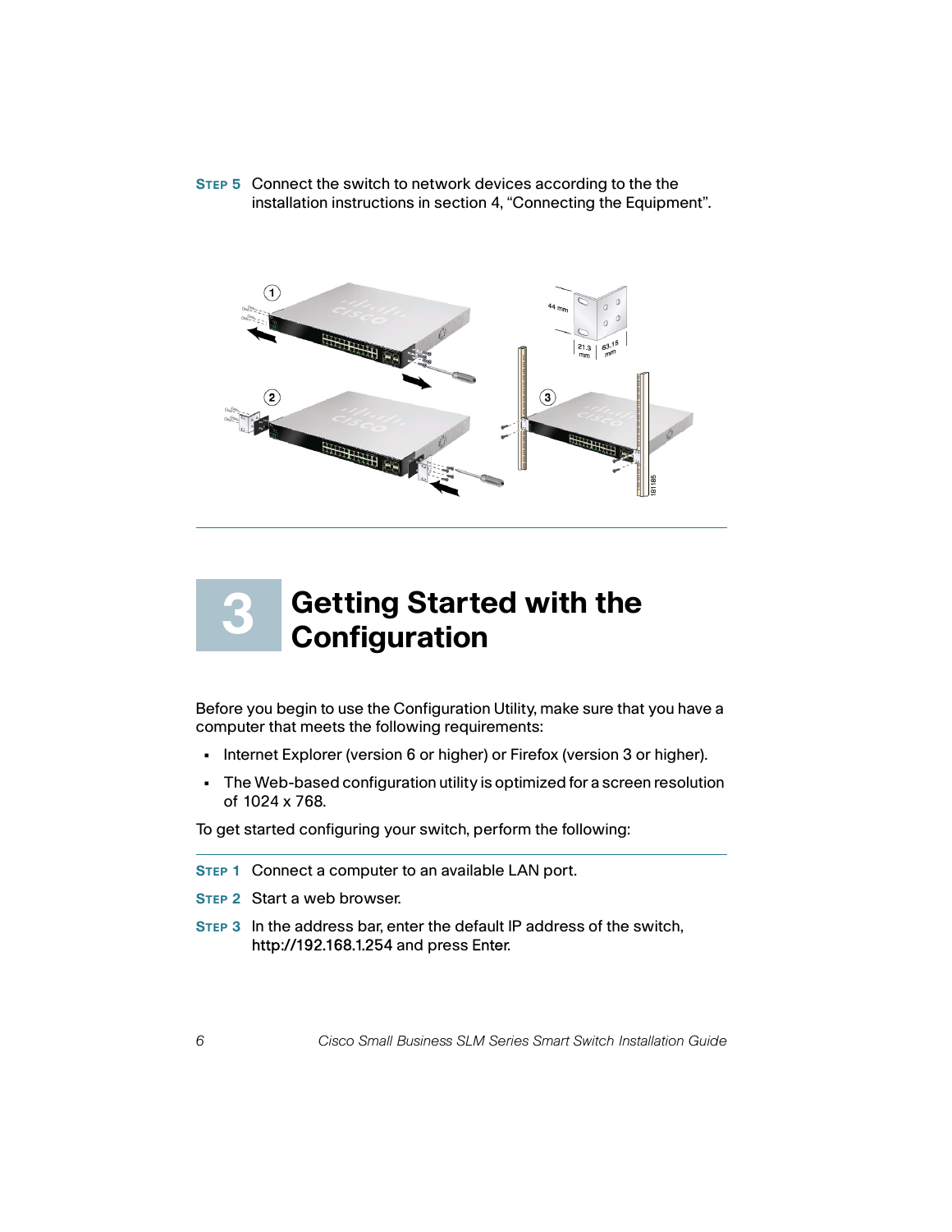**STEP 5** Connect the switch to network devices according to the the installation instructions in section 4, “Connecting the Equipment”.

# 3 Getting Started with the Configuration

Before you begin to use the Configuration Utility, make sure that you have a computer that meets the following requirements:

- Internet Explorer (version 6 or higher) or Firefox (version 3 or higher).
- The Web-based configuration utility is optimized for a screen resolution of 1024 x 768.

To get started configuring your switch, perform the following:

**STEP 1** Connect a computer to an available LAN port.

**STEP 2** Start a web browser.

**STEP 3** In the address bar, enter the default IP address of the switch, http://192.168.1.254 and press Enter.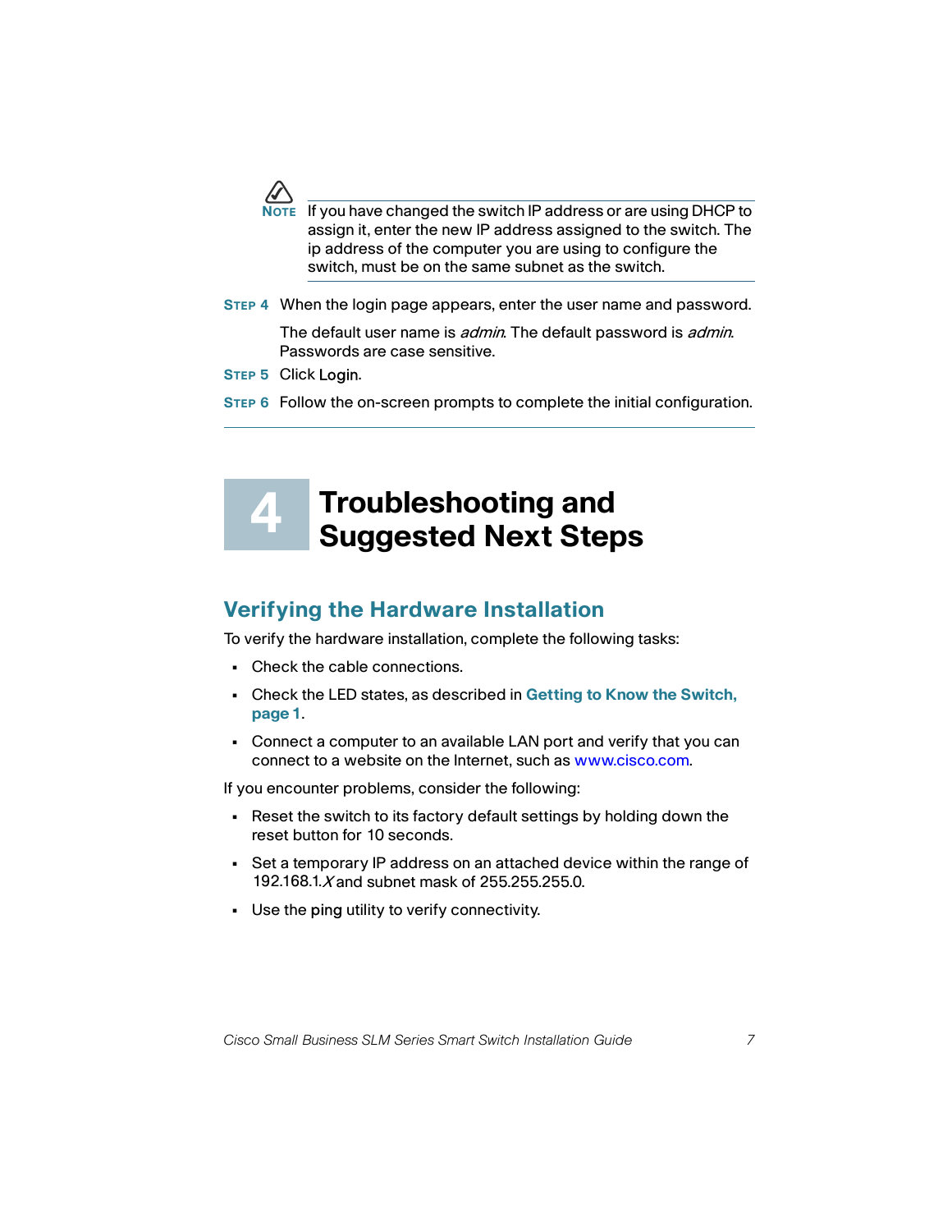**NOTE** If you have changed the switch IP address or are using DHCP to assign it, enter the new IP address assigned to the switch. The ip address of the computer you are using to configure the switch, must be on the same subnet as the switch.

**STEP 4** When the login page appears, enter the user name and password.

The default user name is *admin*. The default password is *admin*. Passwords are case sensitive.

**STEP 5** Click **Login**.

**STEP 6** Follow the on-screen prompts to complete the initial configuration.

# 4 Troubleshooting and Suggested Next Steps

## Verifying the Hardware Installation

To verify the hardware installation, complete the following tasks:

- Check the cable connections.
- Check the LED states, as described in **Getting to Know the Switch, page 1**.
- Connect a computer to an available LAN port and verify that you can connect to a website on the Internet, such as www.cisco.com.

If you encounter problems, consider the following:

- Reset the switch to its factory default settings by holding down the reset button for 10 seconds.
- Set a temporary IP address on an attached device within the range of 192.168.1.*X* and subnet mask of 255.255.255.0.
- Use the **ping** utility to verify connectivity.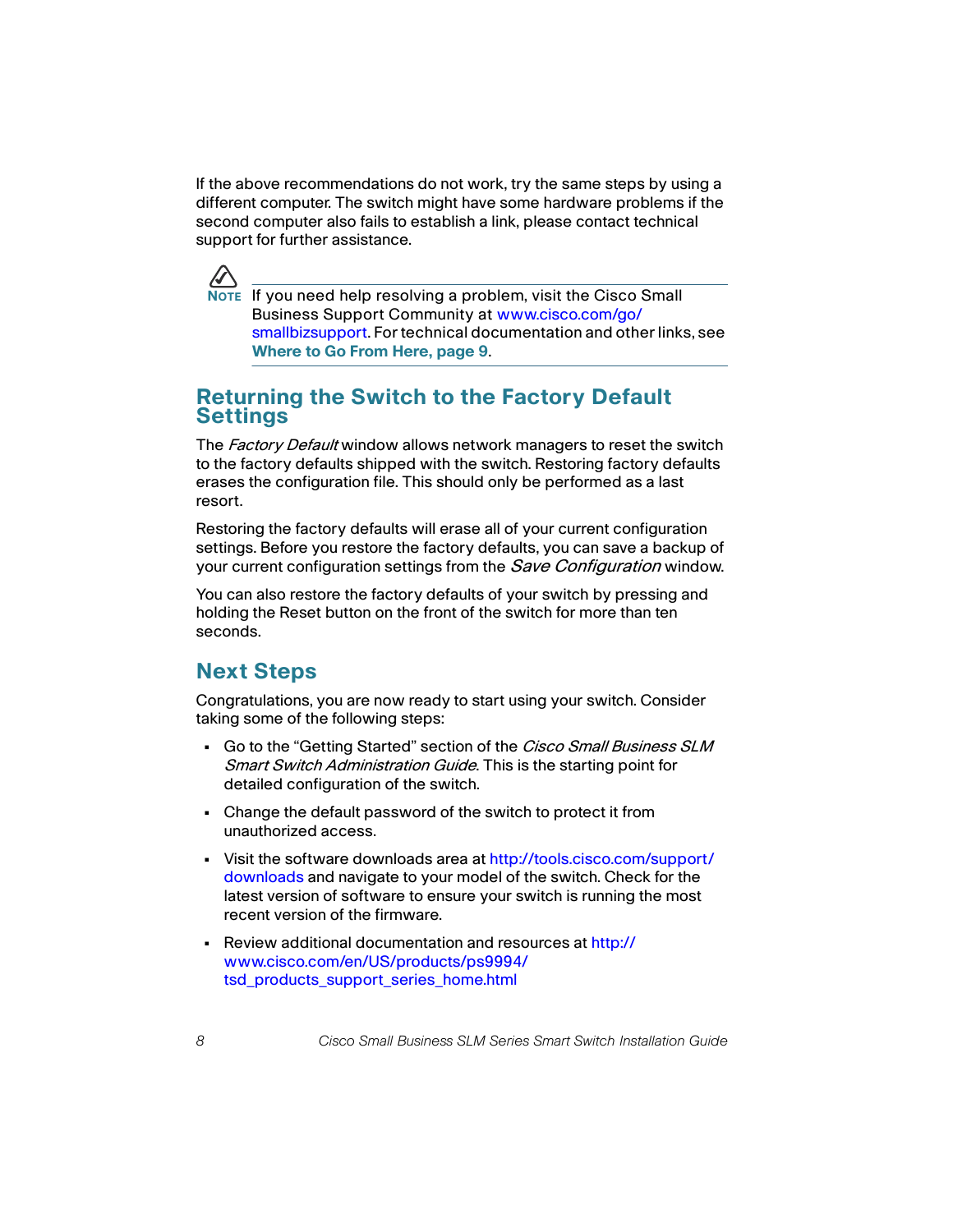If the above recommendations do not work, try the same steps by using a different computer. The switch might have some hardware problems if the second computer also fails to establish a link, please contact technical support for further assistance.

> **NOTE** If you need help resolving a problem, visit the Cisco Small Business Support Community at www.cisco.com/go/smallbizsupport. For technical documentation and other links, see **Where to Go From Here, page 9**.

## Returning the Switch to the Factory Default Settings

The *Factory Default* window allows network managers to reset the switch to the factory defaults shipped with the switch. Restoring factory defaults erases the configuration file. This should only be performed as a last resort.

Restoring the factory defaults will erase all of your current configuration settings. Before you restore the factory defaults, you can save a backup of your current configuration settings from the *Save Configuration* window.

You can also restore the factory defaults of your switch by pressing and holding the Reset button on the front of the switch for more than ten seconds.

## Next Steps

Congratulations, you are now ready to start using your switch. Consider taking some of the following steps:

- Go to the "Getting Started" section of the *Cisco Small Business SLM Smart Switch Administration Guide*. This is the starting point for detailed configuration of the switch.
- Change the default password of the switch to protect it from unauthorized access.
- Visit the software downloads area at http://tools.cisco.com/support/downloads and navigate to your model of the switch. Check for the latest version of software to ensure your switch is running the most recent version of the firmware.
- Review additional documentation and resources at http://www.cisco.com/en/US/products/ps9994/tsd_products_support_series_home.html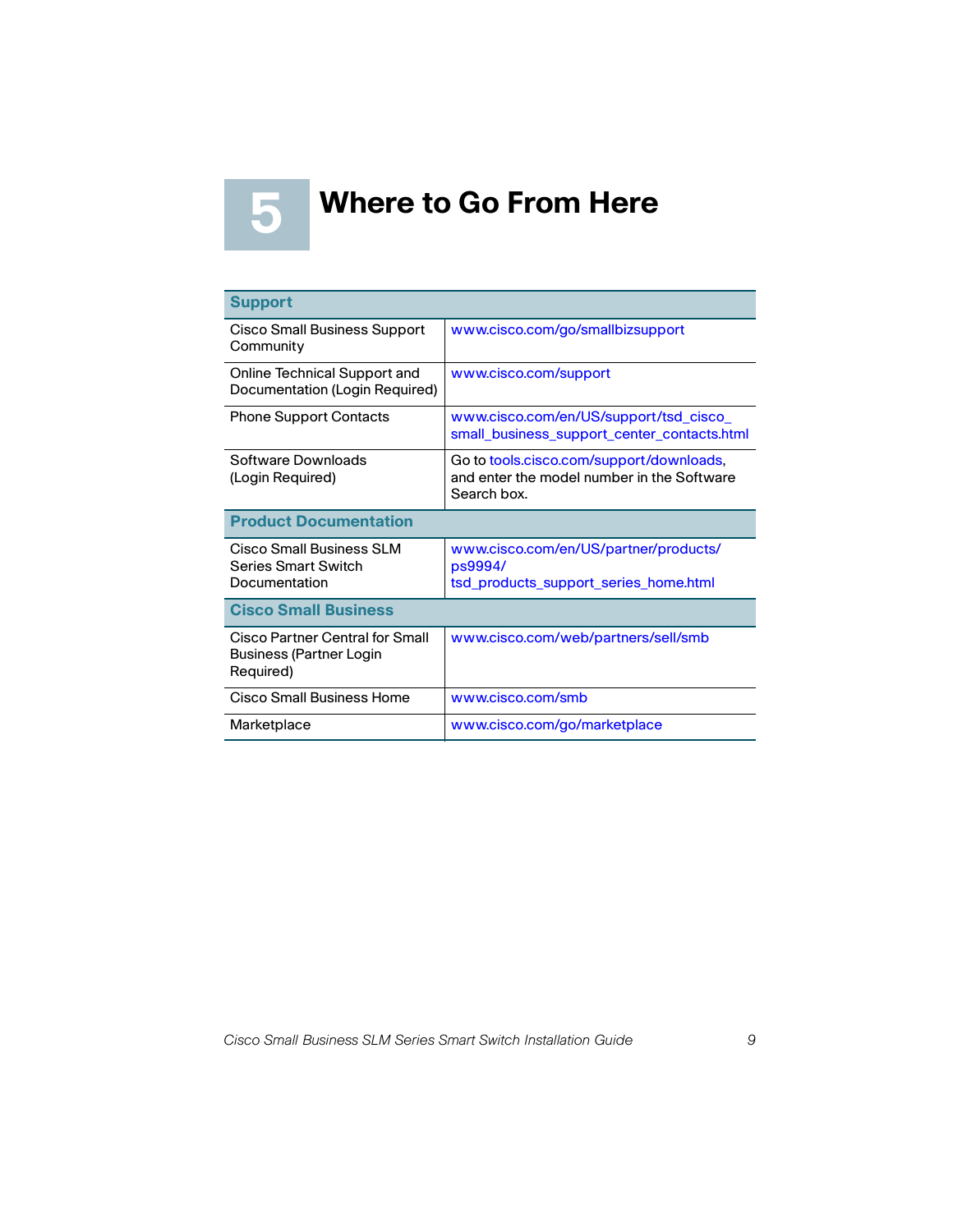# 5 Where to Go From Here

| **Support** | |
|---|---|
| Cisco Small Business Support Community | www.cisco.com/go/smallbizsupport |
| Online Technical Support and Documentation (Login Required) | www.cisco.com/support |
| Phone Support Contacts | www.cisco.com/en/US/support/tsd_cisco_small_business_support_center_contacts.html |
| Software Downloads (Login Required) | Go to tools.cisco.com/support/downloads, and enter the model number in the Software Search box. |
| **Product Documentation** | |
| Cisco Small Business SLM Series Smart Switch Documentation | www.cisco.com/en/US/partner/products/ps9994/tsd_products_support_series_home.html |
| **Cisco Small Business** | |
| Cisco Partner Central for Small Business (Partner Login Required) | www.cisco.com/web/partners/sell/smb |
| Cisco Small Business Home | www.cisco.com/smb |
| Marketplace | www.cisco.com/go/marketplace |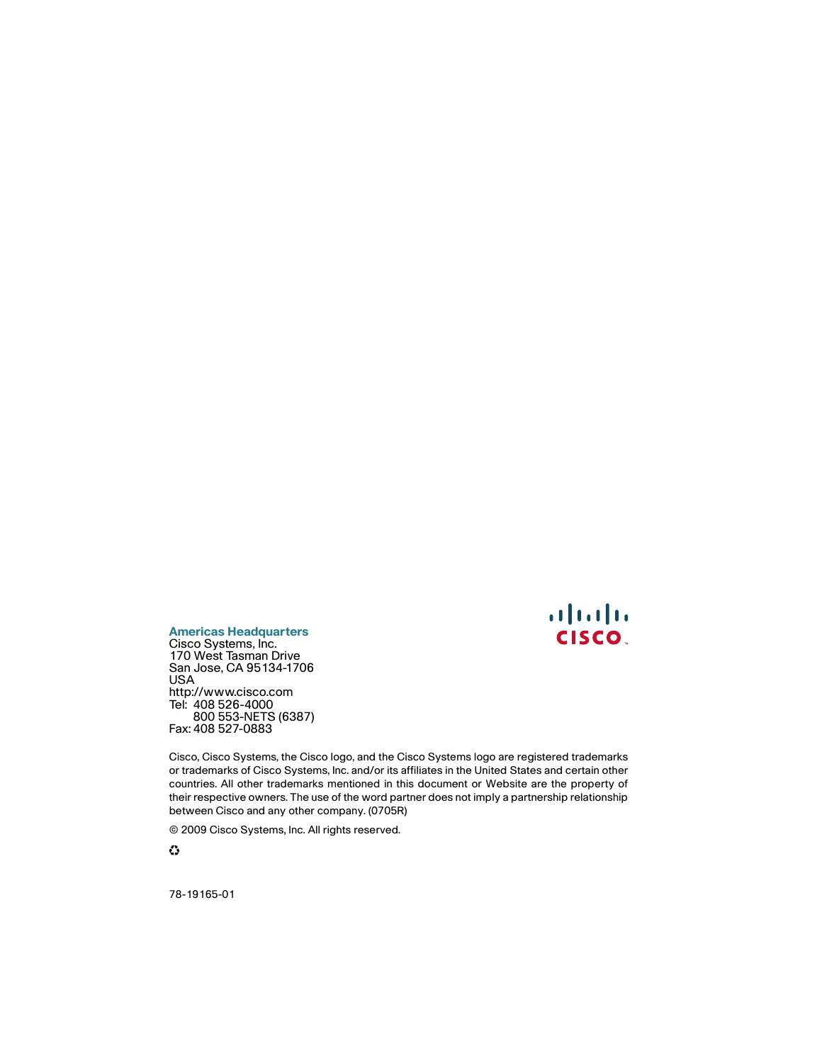**Americas Headquarters**
Cisco Systems, Inc.
170 West Tasman Drive
San Jose, CA 95134-1706
USA
http://www.cisco.com
Tel: 408 526-4000
800 553-NETS (6387)
Fax: 408 527-0883

Cisco, Cisco Systems, the Cisco logo, and the Cisco Systems logo are registered trademarks or trademarks of Cisco Systems, Inc. and/or its affiliates in the United States and certain other countries. All other trademarks mentioned in this document or Website are the property of their respective owners. The use of the word partner does not imply a partnership relationship between Cisco and any other company. (0705R)

© 2009 Cisco Systems, Inc. All rights reserved.

♻

78-19165-01